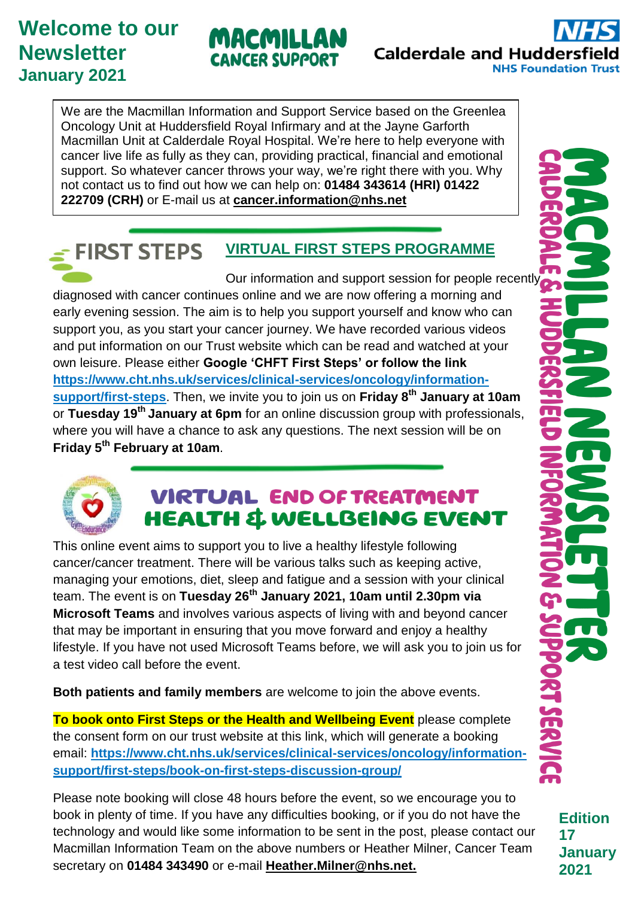# Welcome to our Newsletter
## January 2021

MACMILLAN CANCER SUPPORT

NHS Calderdale and Huddersfield NHS Foundation Trust

We are the Macmillan Information and Support Service based on the Greenlea Oncology Unit at Huddersfield Royal Infirmary and at the Jayne Garforth Macmillan Unit at Calderdale Royal Hospital. We're here to help everyone with cancer live life as fully as they can, providing practical, financial and emotional support. So whatever cancer throws your way, we're right there with you. Why not contact us to find out how we can help on: **01484 343614 (HRI) 01422 222709 (CRH)** or E-mail us at **cancer.information@nhs.net**

MACMILLAN NEWSLETTER — CALDERDALE & HUDDERSFIELD INFORMATION & SUPPORT SERVICE

## FIRST STEPS

### VIRTUAL FIRST STEPS PROGRAMME

Our information and support session for people recently diagnosed with cancer continues online and we are now offering a morning and early evening session. The aim is to help you support yourself and know who can support you, as you start your cancer journey. We have recorded various videos and put information on our Trust website which can be read and watched at your own leisure. Please either **Google 'CHFT First Steps' or follow the link** https://www.cht.nhs.uk/services/clinical-services/oncology/information-support/first-steps. Then, we invite you to join us on **Friday 8th January at 10am** or **Tuesday 19th January at 6pm** for an online discussion group with professionals, where you will have a chance to ask any questions. The next session will be on **Friday 5th February at 10am**.

## VIRTUAL END OF TREATMENT HEALTH & WELLBEING EVENT

This online event aims to support you to live a healthy lifestyle following cancer/cancer treatment. There will be various talks such as keeping active, managing your emotions, diet, sleep and fatigue and a session with your clinical team. The event is on **Tuesday 26th January 2021, 10am until 2.30pm via Microsoft Teams** and involves various aspects of living with and beyond cancer that may be important in ensuring that you move forward and enjoy a healthy lifestyle. If you have not used Microsoft Teams before, we will ask you to join us for a test video call before the event.

**Both patients and family members** are welcome to join the above events.

**To book onto First Steps or the Health and Wellbeing Event** please complete the consent form on our trust website at this link, which will generate a booking email: **https://www.cht.nhs.uk/services/clinical-services/oncology/information-support/first-steps/book-on-first-steps-discussion-group/**

Please note booking will close 48 hours before the event, so we encourage you to book in plenty of time. If you have any difficulties booking, or if you do not have the technology and would like some information to be sent in the post, please contact our Macmillan Information Team on the above numbers or Heather Milner, Cancer Team secretary on **01484 343490** or e-mail **Heather.Milner@nhs.net.**

**Edition 17 January 2021**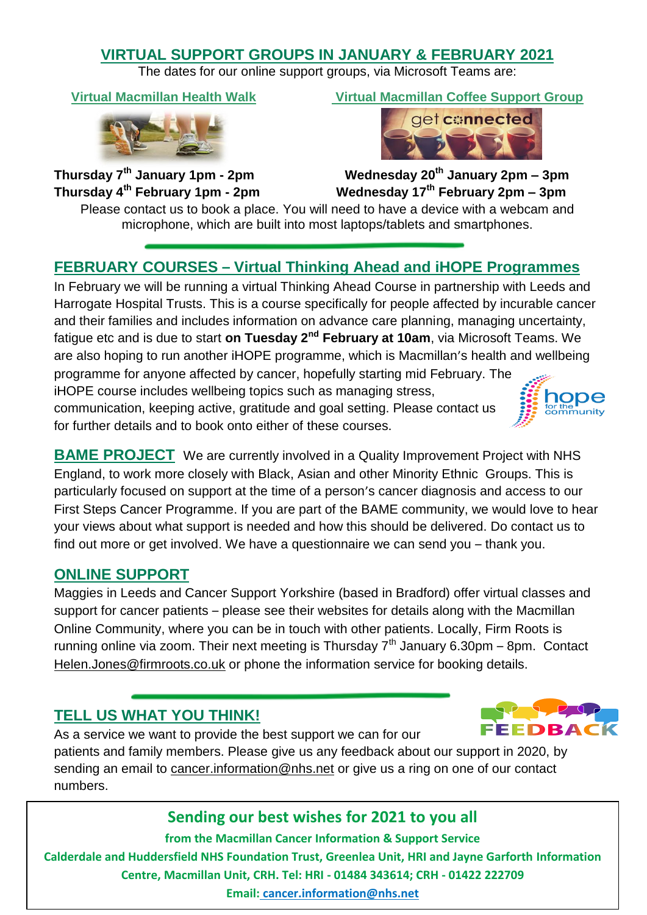## VIRTUAL SUPPORT GROUPS IN JANUARY & FEBRUARY 2021

The dates for our online support groups, via Microsoft Teams are:

### Virtual Macmillan Health Walk

**Thursday 7th January 1pm - 2pm**
**Thursday 4th February 1pm - 2pm**

### Virtual Macmillan Coffee Support Group

**Wednesday 20th January 2pm – 3pm**
**Wednesday 17th February 2pm – 3pm**

Please contact us to book a place. You will need to have a device with a webcam and microphone, which are built into most laptops/tablets and smartphones.

## FEBRUARY COURSES – Virtual Thinking Ahead and iHOPE Programmes

In February we will be running a virtual Thinking Ahead Course in partnership with Leeds and Harrogate Hospital Trusts. This is a course specifically for people affected by incurable cancer and their families and includes information on advance care planning, managing uncertainty, fatigue etc and is due to start **on Tuesday 2nd February at 10am**, via Microsoft Teams. We are also hoping to run another iHOPE programme, which is Macmillan's health and wellbeing programme for anyone affected by cancer, hopefully starting mid February. The iHOPE course includes wellbeing topics such as managing stress, communication, keeping active, gratitude and goal setting. Please contact us for further details and to book onto either of these courses.

## BAME PROJECT

We are currently involved in a Quality Improvement Project with NHS England, to work more closely with Black, Asian and other Minority Ethnic Groups. This is particularly focused on support at the time of a person's cancer diagnosis and access to our First Steps Cancer Programme. If you are part of the BAME community, we would love to hear your views about what support is needed and how this should be delivered. Do contact us to find out more or get involved. We have a questionnaire we can send you – thank you.

## ONLINE SUPPORT

Maggies in Leeds and Cancer Support Yorkshire (based in Bradford) offer virtual classes and support for cancer patients – please see their websites for details along with the Macmillan Online Community, where you can be in touch with other patients. Locally, Firm Roots is running online via zoom. Their next meeting is Thursday 7th January 6.30pm – 8pm. Contact Helen.Jones@firmroots.co.uk or phone the information service for booking details.

## TELL US WHAT YOU THINK!

As a service we want to provide the best support we can for our patients and family members. Please give us any feedback about our support in 2020, by sending an email to cancer.information@nhs.net or give us a ring on one of our contact numbers.

## Sending our best wishes for 2021 to you all

**from the Macmillan Cancer Information & Support Service**

**Calderdale and Huddersfield NHS Foundation Trust, Greenlea Unit, HRI and Jayne Garforth Information Centre, Macmillan Unit, CRH. Tel: HRI - 01484 343614; CRH - 01422 222709**

**Email: cancer.information@nhs.net**